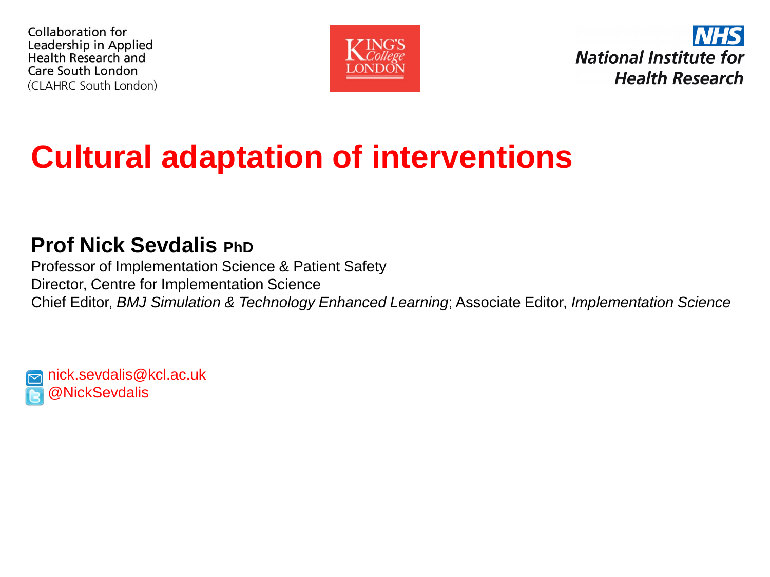Collaboration for Leadership in Applied Health Research and Care South London
(CLAHRC South London)

KING'S College LONDON

NHS
National Institute for Health Research

# Cultural adaptation of interventions

**Prof Nick Sevdalis PhD**

Professor of Implementation Science & Patient Safety
Director, Centre for Implementation Science
Chief Editor, *BMJ Simulation & Technology Enhanced Learning*; Associate Editor, *Implementation Science*

nick.sevdalis@kcl.ac.uk
@NickSevdalis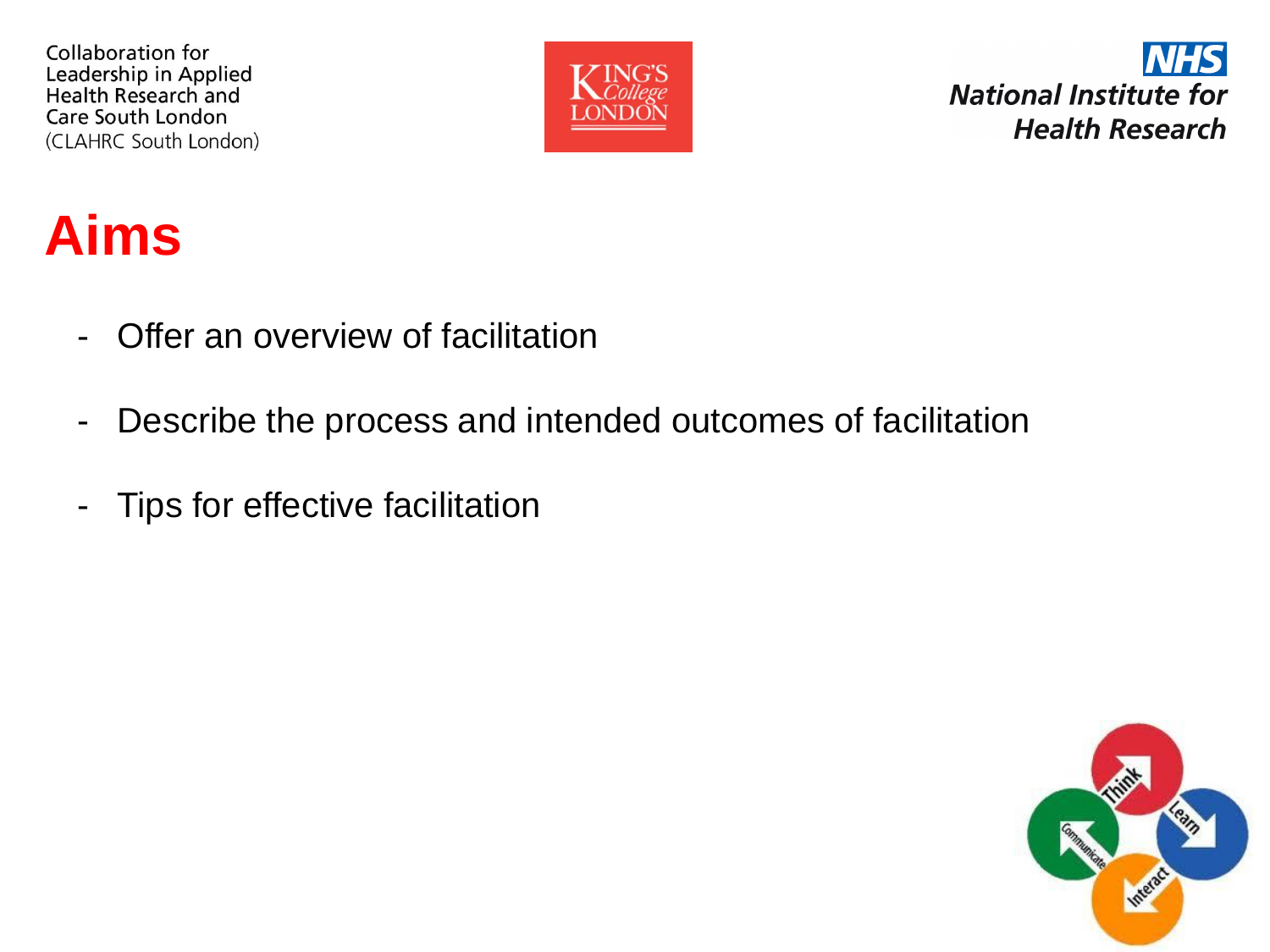Collaboration for Leadership in Applied Health Research and Care South London (CLAHRC South London)

# Aims

- Offer an overview of facilitation
- Describe the process and intended outcomes of facilitation
- Tips for effective facilitation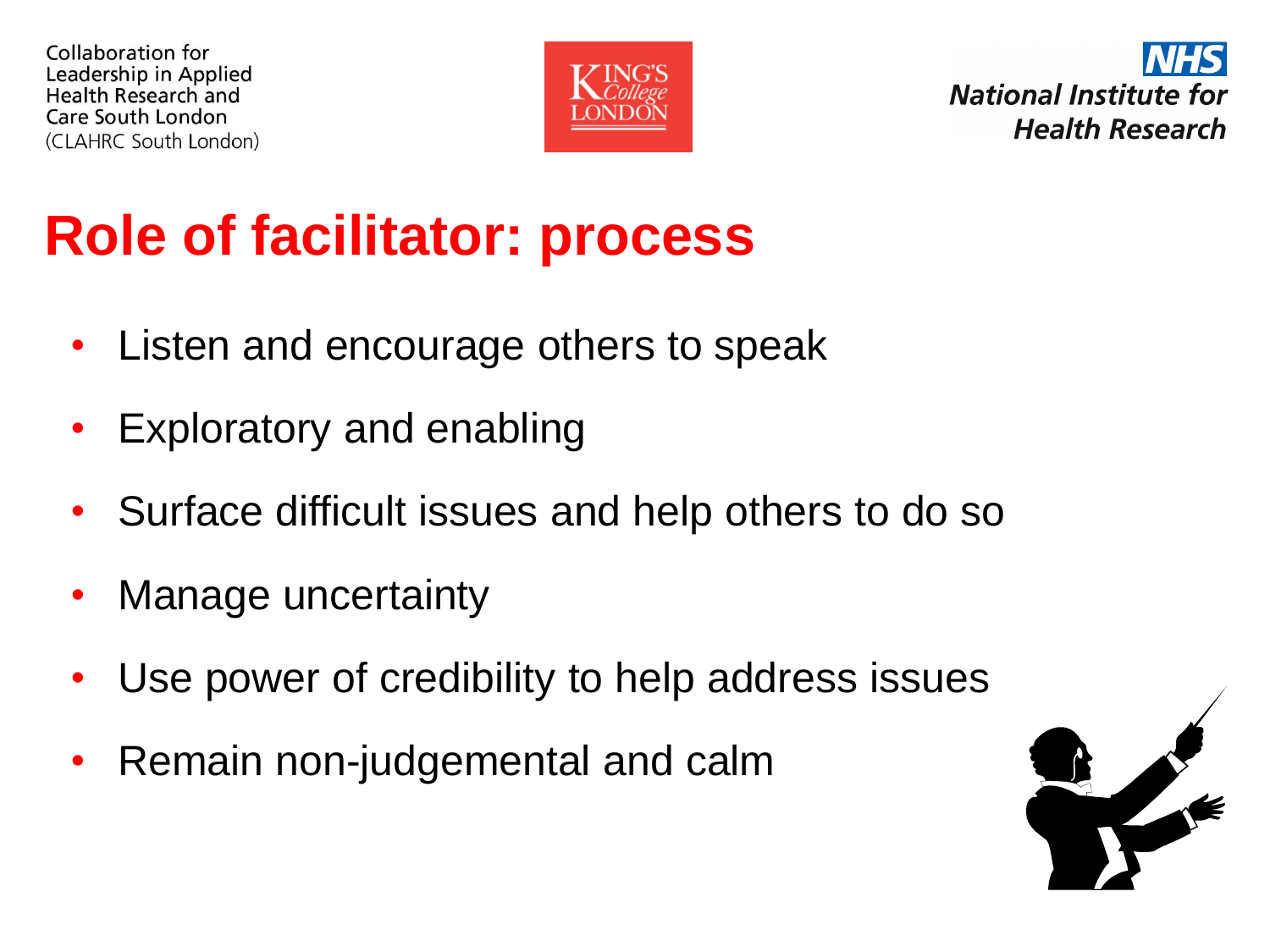# Role of facilitator: process

- Listen and encourage others to speak
- Exploratory and enabling
- Surface difficult issues and help others to do so
- Manage uncertainty
- Use power of credibility to help address issues
- Remain non-judgemental and calm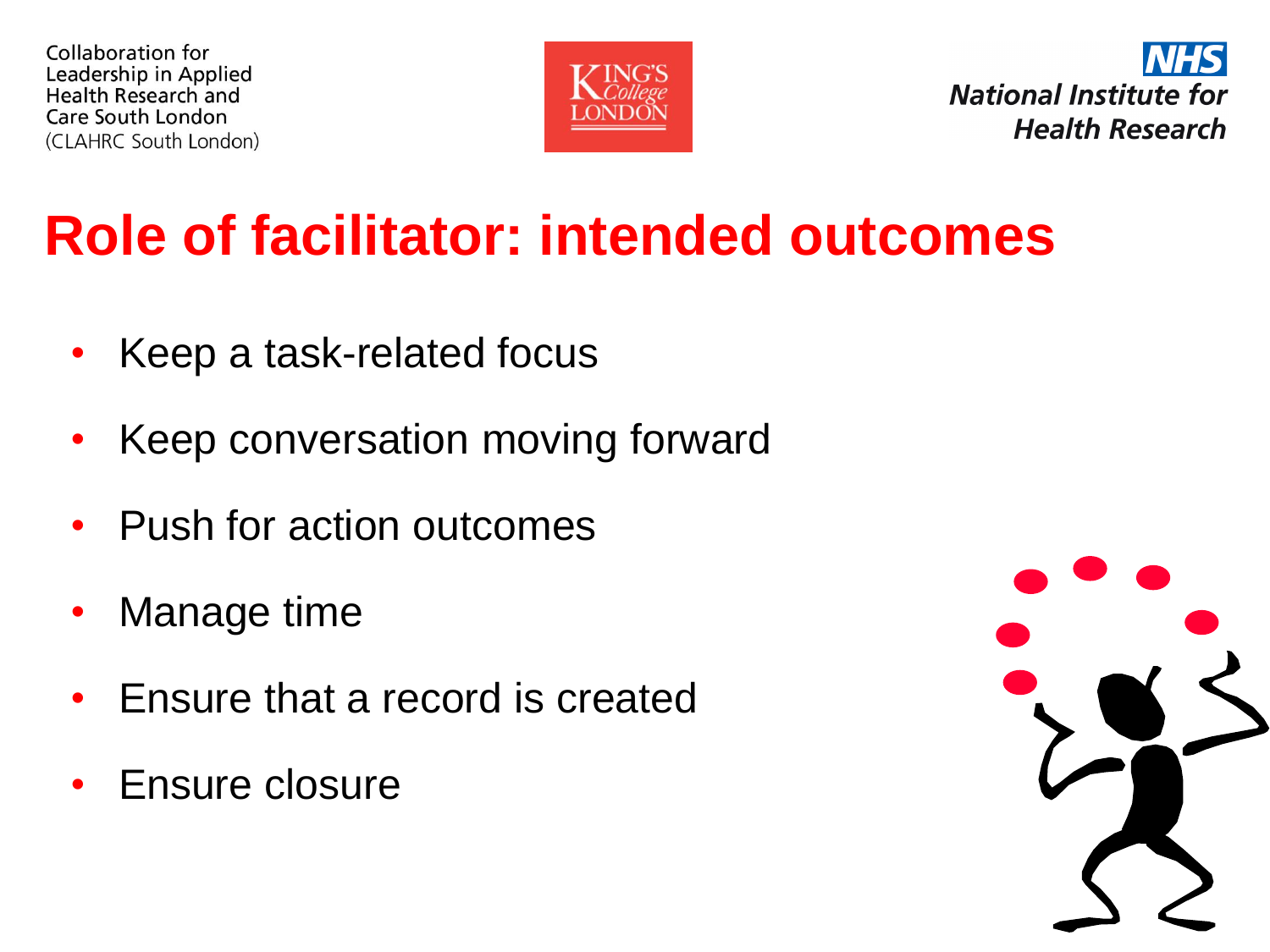Collaboration for Leadership in Applied Health Research and Care South London (CLAHRC South London)

# Role of facilitator: intended outcomes

- Keep a task-related focus
- Keep conversation moving forward
- Push for action outcomes
- Manage time
- Ensure that a record is created
- Ensure closure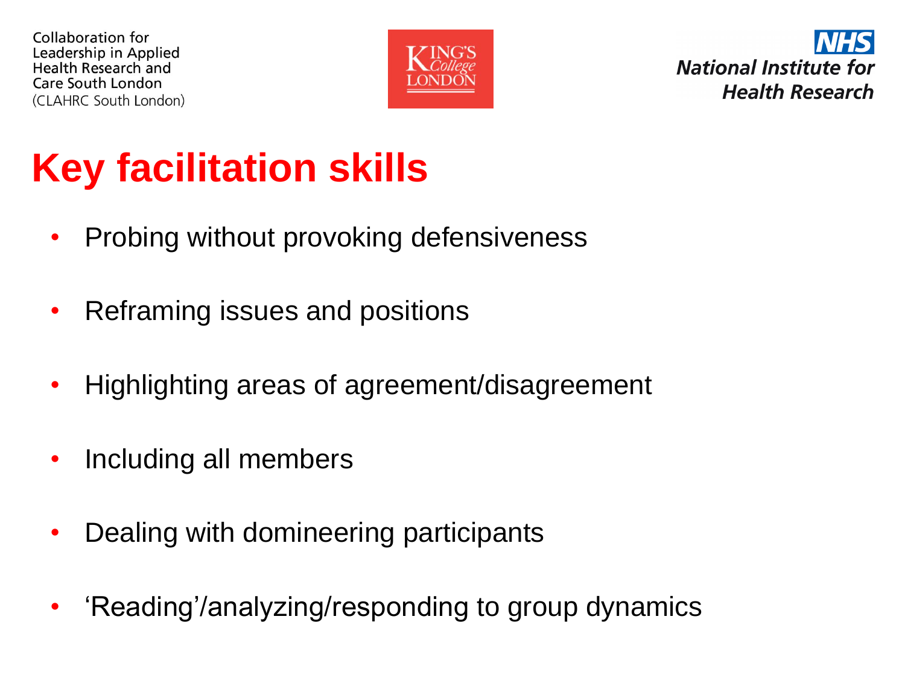Collaboration for Leadership in Applied Health Research and Care South London (CLAHRC South London)

# Key facilitation skills

- Probing without provoking defensiveness
- Reframing issues and positions
- Highlighting areas of agreement/disagreement
- Including all members
- Dealing with domineering participants
- 'Reading'/analyzing/responding to group dynamics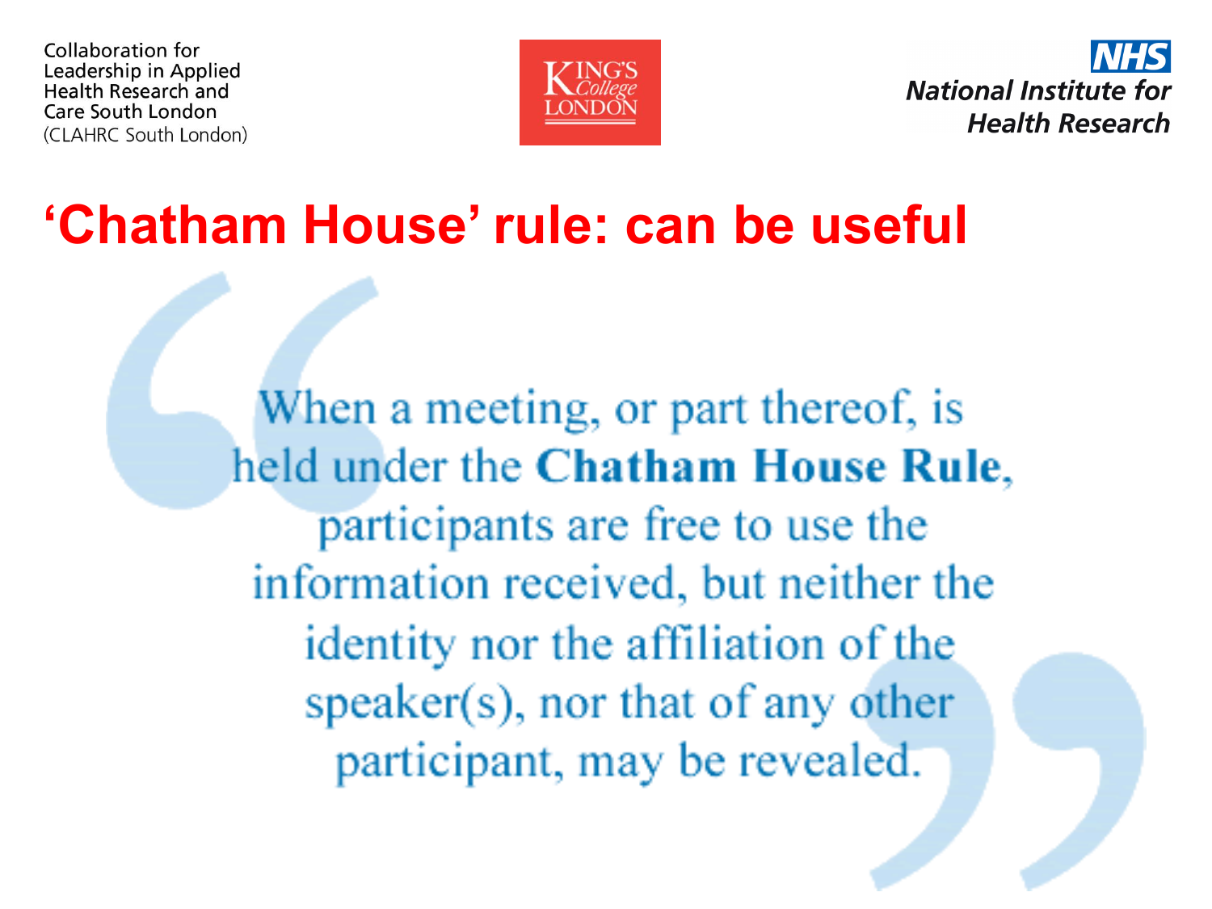Collaboration for Leadership in Applied Health Research and Care South London (CLAHRC South London)

King's College London

NHS National Institute for Health Research

# 'Chatham House' rule: can be useful

> When a meeting, or part thereof, is held under the **Chatham House Rule**, participants are free to use the information received, but neither the identity nor the affiliation of the speaker(s), nor that of any other participant, may be revealed.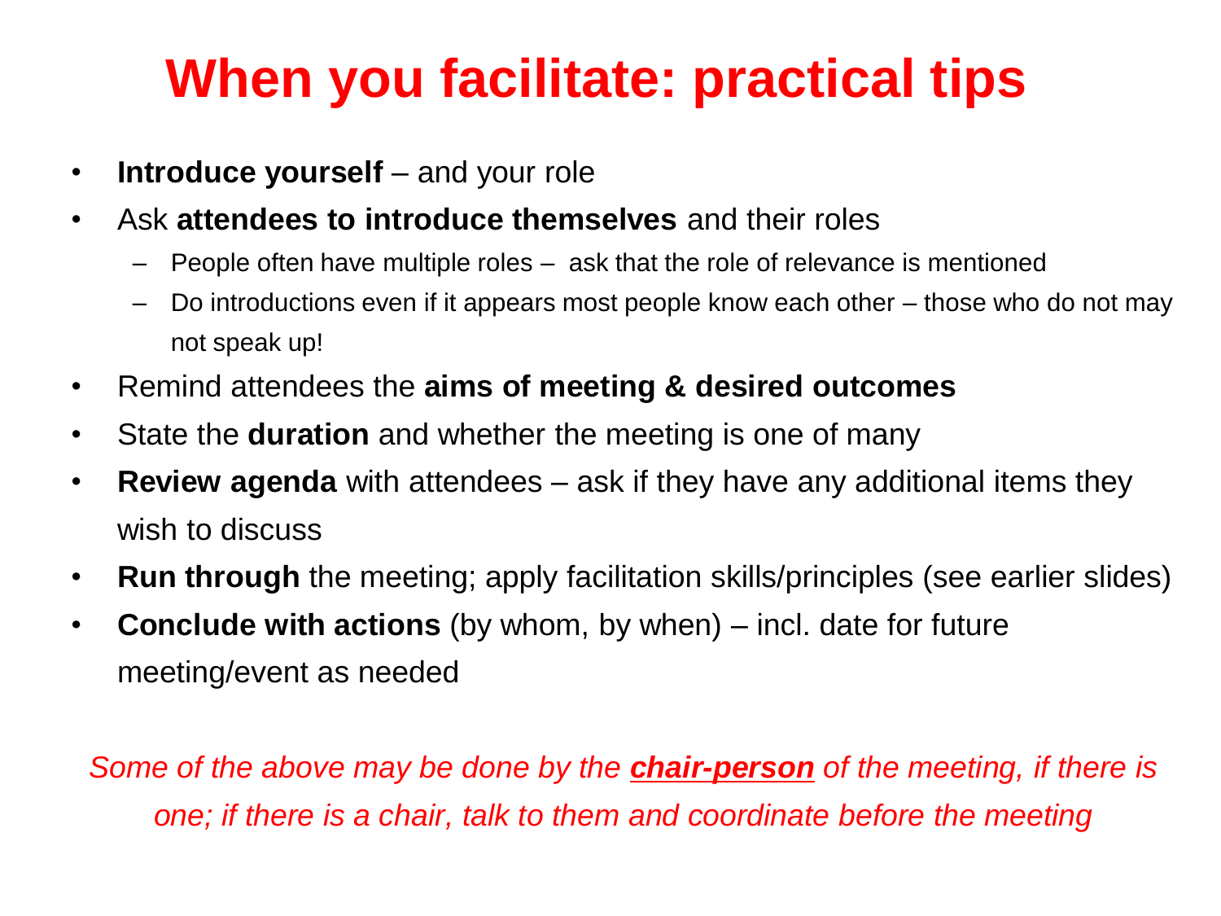# When you facilitate: practical tips

- **Introduce yourself** – and your role
- Ask **attendees to introduce themselves** and their roles
  - People often have multiple roles – ask that the role of relevance is mentioned
  - Do introductions even if it appears most people know each other – those who do not may not speak up!
- Remind attendees the **aims of meeting & desired outcomes**
- State the **duration** and whether the meeting is one of many
- **Review agenda** with attendees – ask if they have any additional items they wish to discuss
- **Run through** the meeting; apply facilitation skills/principles (see earlier slides)
- **Conclude with actions** (by whom, by when) – incl. date for future meeting/event as needed

*Some of the above may be done by the **chair-person** of the meeting, if there is one; if there is a chair, talk to them and coordinate before the meeting*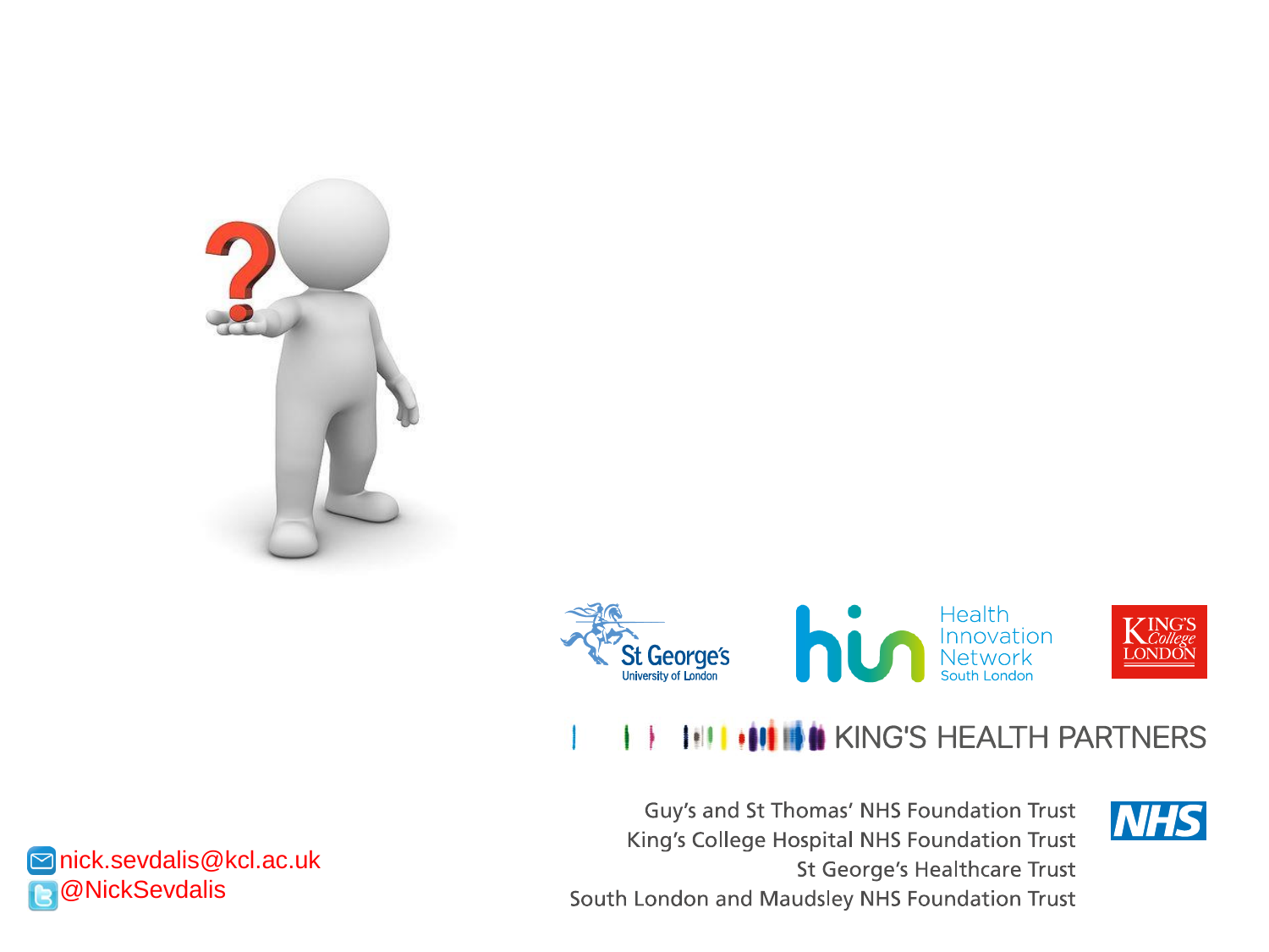nick.sevdalis@kcl.ac.uk
@NickSevdalis

St George's University of London

Health Innovation Network South London

KING'S College LONDON

KING'S HEALTH PARTNERS

Guy's and St Thomas' NHS Foundation Trust
King's College Hospital NHS Foundation Trust
St George's Healthcare Trust
South London and Maudsley NHS Foundation Trust

NHS